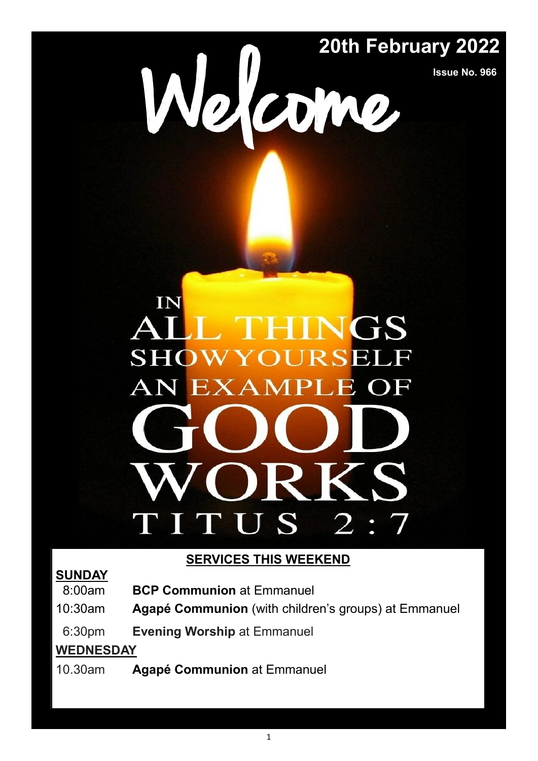# Welcome

**20th February 2022**

**Issue No. 966**

IN ALL THINGS SHOWYOURSELF AN EXAMPLE OF GOOD WORKS

TITUS 2:7

## SERVICES THIS WEEKEND

**SUNDAY**

8:00am **BCP Communion** at Emmanuel

10:30am **Agapé Communion** (with children's groups) at Emmanuel

6:30pm **Evening Worship** at Emmanuel

**WEDNESDAY**

10.30am **Agapé Communion** at Emmanuel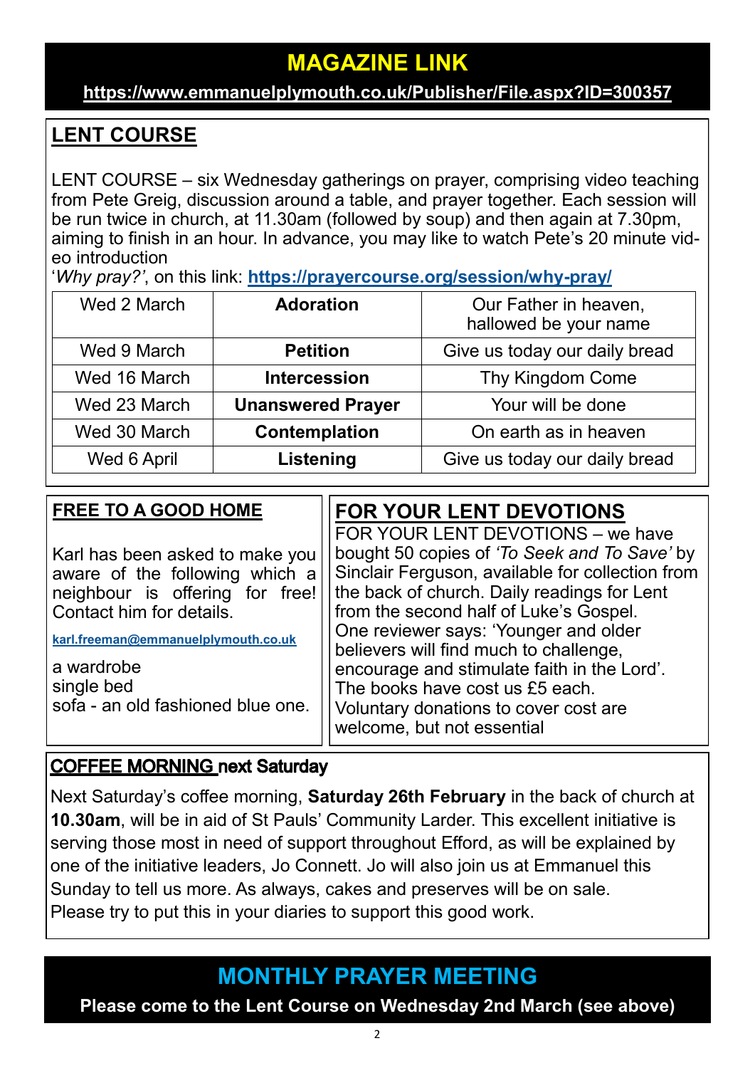## MAGAZINE LINK

**https://www.emmanuelplymouth.co.uk/Publisher/File.aspx?ID=300357**

## LENT COURSE

LENT COURSE – six Wednesday gatherings on prayer, comprising video teaching from Pete Greig, discussion around a table, and prayer together. Each session will be run twice in church, at 11.30am (followed by soup) and then again at 7.30pm, aiming to finish in an hour. In advance, you may like to watch Pete's 20 minute video introduction

'*Why pray?'*, on this link: **https://prayercourse.org/session/why-pray/**

| Wed 2 March | **Adoration** | Our Father in heaven, hallowed be your name |
|---|---|---|
| Wed 9 March | **Petition** | Give us today our daily bread |
| Wed 16 March | **Intercession** | Thy Kingdom Come |
| Wed 23 March | **Unanswered Prayer** | Your will be done |
| Wed 30 March | **Contemplation** | On earth as in heaven |
| Wed 6 April | **Listening** | Give us today our daily bread |

## FREE TO A GOOD HOME

Karl has been asked to make you aware of the following which a neighbour is offering for free! Contact him for details.

karl.freeman@emmanuelplymouth.co.uk

a wardrobe
single bed
sofa - an old fashioned blue one.

## FOR YOUR LENT DEVOTIONS

FOR YOUR LENT DEVOTIONS – we have bought 50 copies of *'To Seek and To Save'* by Sinclair Ferguson, available for collection from the back of church. Daily readings for Lent from the second half of Luke's Gospel. One reviewer says: 'Younger and older believers will find much to challenge, encourage and stimulate faith in the Lord'. The books have cost us £5 each. Voluntary donations to cover cost are welcome, but not essential

## COFFEE MORNING next Saturday

Next Saturday's coffee morning, **Saturday 26th February** in the back of church at **10.30am**, will be in aid of St Pauls' Community Larder. This excellent initiative is serving those most in need of support throughout Efford, as will be explained by one of the initiative leaders, Jo Connett. Jo will also join us at Emmanuel this Sunday to tell us more. As always, cakes and preserves will be on sale. Please try to put this in your diaries to support this good work.

## MONTHLY PRAYER MEETING

**Please come to the Lent Course on Wednesday 2nd March (see above)**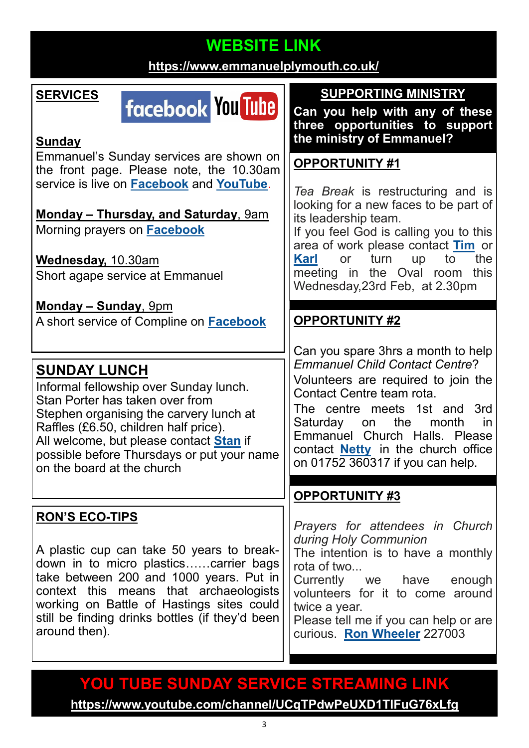# WEBSITE LINK

**https://www.emmanuelplymouth.co.uk/**

## SERVICES

**Sunday**
Emmanuel's Sunday services are shown on the front page. Please note, the 10.30am service is live on **Facebook** and **YouTube**.

**Monday – Thursday, and Saturday**, 9am
Morning prayers on **Facebook**

**Wednesday**, 10.30am
Short agape service at Emmanuel

**Monday – Sunday**, 9pm
A short service of Compline on **Facebook**

## SUNDAY LUNCH

Informal fellowship over Sunday lunch.
Stan Porter has taken over from Stephen organising the carvery lunch at Raffles (£6.50, children half price).
All welcome, but please contact **Stan** if possible before Thursdays or put your name on the board at the church

## RON'S ECO-TIPS

A plastic cup can take 50 years to break-down in to micro plastics……carrier bags take between 200 and 1000 years. Put in context this means that archaeologists working on Battle of Hastings sites could still be finding drinks bottles (if they'd been around then).

## SUPPORTING MINISTRY

**Can you help with any of these three opportunities to support the ministry of Emmanuel?**

### OPPORTUNITY #1

*Tea Break* is restructuring and is looking for a new faces to be part of its leadership team.
If you feel God is calling you to this area of work please contact **Tim** or **Karl** or turn up to the meeting in the Oval room this Wednesday,23rd Feb, at 2.30pm

### OPPORTUNITY #2

Can you spare 3hrs a month to help *Emmanuel Child Contact Centre*?
Volunteers are required to join the Contact Centre team rota.
The centre meets 1st and 3rd Saturday on the month in Emmanuel Church Halls. Please contact **Netty** in the church office on 01752 360317 if you can help.

### OPPORTUNITY #3

*Prayers for attendees in Church during Holy Communion*
The intention is to have a monthly rota of two...
Currently we have enough volunteers for it to come around twice a year.
Please tell me if you can help or are curious. **Ron Wheeler** 227003

# YOU TUBE SUNDAY SERVICE STREAMING LINK

**https://www.youtube.com/channel/UCqTPdwPeUXD1TIFuG76xLfg**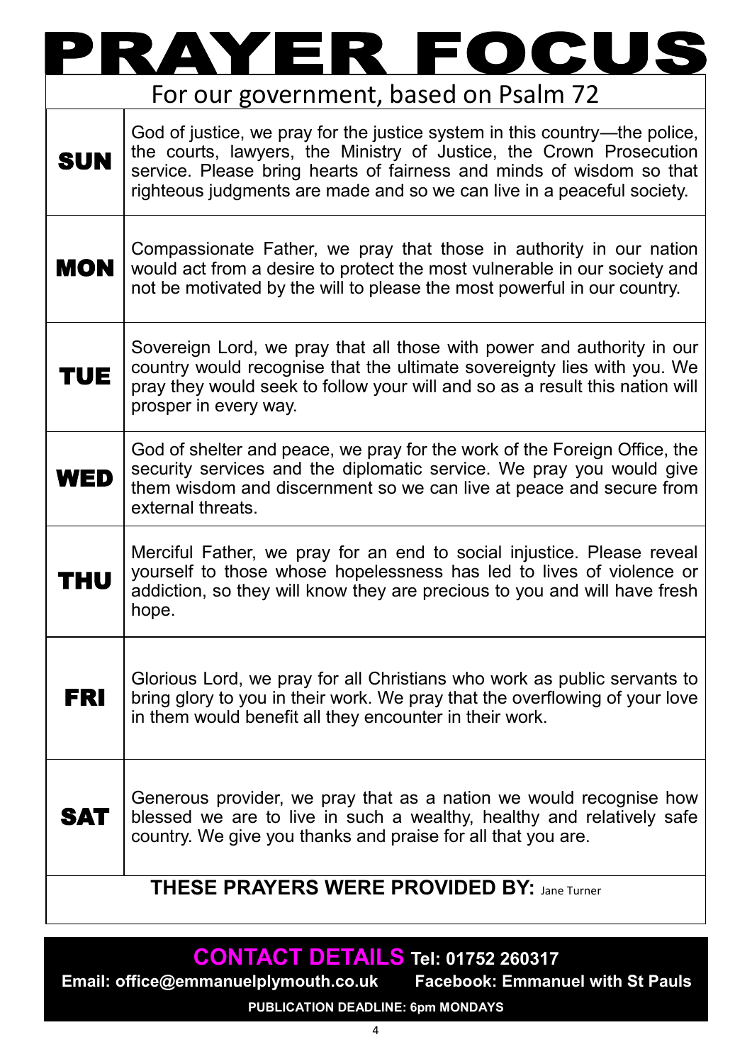# PRAYER FOCUS

## For our government, based on Psalm 72

| | |
|---|---|
| **SUN** | God of justice, we pray for the justice system in this country—the police, the courts, lawyers, the Ministry of Justice, the Crown Prosecution service. Please bring hearts of fairness and minds of wisdom so that righteous judgments are made and so we can live in a peaceful society. |
| **MON** | Compassionate Father, we pray that those in authority in our nation would act from a desire to protect the most vulnerable in our society and not be motivated by the will to please the most powerful in our country. |
| **TUE** | Sovereign Lord, we pray that all those with power and authority in our country would recognise that the ultimate sovereignty lies with you. We pray they would seek to follow your will and so as a result this nation will prosper in every way. |
| **WED** | God of shelter and peace, we pray for the work of the Foreign Office, the security services and the diplomatic service. We pray you would give them wisdom and discernment so we can live at peace and secure from external threats. |
| **THU** | Merciful Father, we pray for an end to social injustice. Please reveal yourself to those whose hopelessness has led to lives of violence or addiction, so they will know they are precious to you and will have fresh hope. |
| **FRI** | Glorious Lord, we pray for all Christians who work as public servants to bring glory to you in their work. We pray that the overflowing of your love in them would benefit all they encounter in their work. |
| **SAT** | Generous provider, we pray that as a nation we would recognise how blessed we are to live in such a wealthy, healthy and relatively safe country. We give you thanks and praise for all that you are. |

**THESE PRAYERS WERE PROVIDED BY:** Jane Turner

**CONTACT DETAILS Tel: 01752 260317**

**Email: office@emmanuelplymouth.co.uk Facebook: Emmanuel with St Pauls**

**PUBLICATION DEADLINE: 6pm MONDAYS**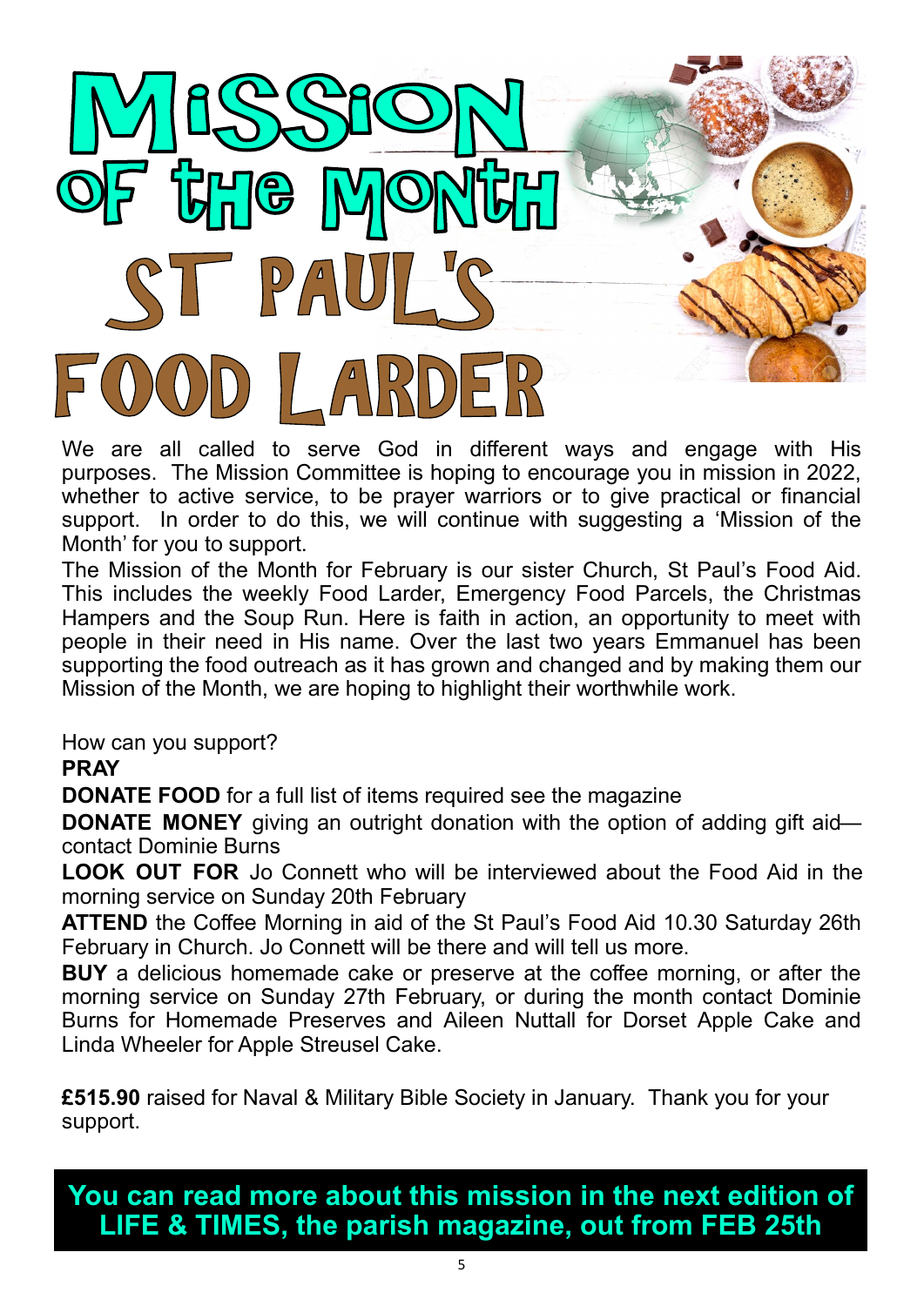# Mission of the Month
# St Paul's Food Larder

We are all called to serve God in different ways and engage with His purposes. The Mission Committee is hoping to encourage you in mission in 2022, whether to active service, to be prayer warriors or to give practical or financial support. In order to do this, we will continue with suggesting a 'Mission of the Month' for you to support.

The Mission of the Month for February is our sister Church, St Paul's Food Aid. This includes the weekly Food Larder, Emergency Food Parcels, the Christmas Hampers and the Soup Run. Here is faith in action, an opportunity to meet with people in their need in His name. Over the last two years Emmanuel has been supporting the food outreach as it has grown and changed and by making them our Mission of the Month, we are hoping to highlight their worthwhile work.

How can you support?

**PRAY**

**DONATE FOOD** for a full list of items required see the magazine

**DONATE MONEY** giving an outright donation with the option of adding gift aid—contact Dominie Burns

**LOOK OUT FOR** Jo Connett who will be interviewed about the Food Aid in the morning service on Sunday 20th February

**ATTEND** the Coffee Morning in aid of the St Paul's Food Aid 10.30 Saturday 26th February in Church. Jo Connett will be there and will tell us more.

**BUY** a delicious homemade cake or preserve at the coffee morning, or after the morning service on Sunday 27th February, or during the month contact Dominie Burns for Homemade Preserves and Aileen Nuttall for Dorset Apple Cake and Linda Wheeler for Apple Streusel Cake.

**£515.90** raised for Naval & Military Bible Society in January. Thank you for your support.

**You can read more about this mission in the next edition of LIFE & TIMES, the parish magazine, out from FEB 25th**